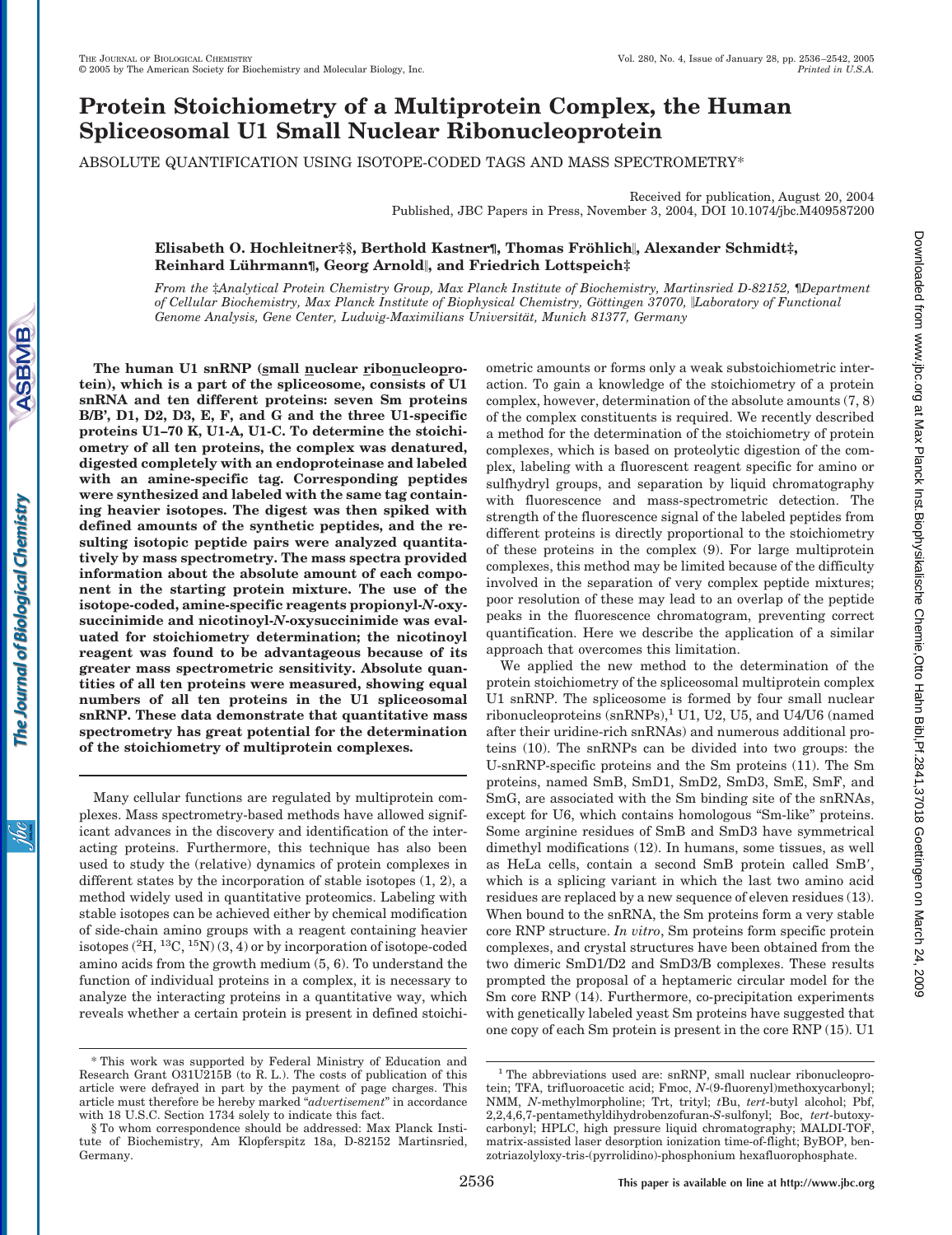# Protein Stoichiometry of a Multiprotein Complex, the Human Spliceosomal U1 Small Nuclear Ribonucleoprotein

ABSOLUTE QUANTIFICATION USING ISOTOPE-CODED TAGS AND MASS SPECTROMETRY*

Received for publication, August 20, 2004
Published, JBC Papers in Press, November 3, 2004, DOI 10.1074/jbc.M409587200

**Elisabeth O. Hochleitner‡§, Berthold Kastner¶, Thomas Fröhlich‖, Alexander Schmidt‡, Reinhard Lührmann¶, Georg Arnold‖, and Friedrich Lottspeich‡**

*From the ‡Analytical Protein Chemistry Group, Max Planck Institute of Biochemistry, Martinsried D-82152, ¶Department of Cellular Biochemistry, Max Planck Institute of Biophysical Chemistry, Göttingen 37070, ‖Laboratory of Functional Genome Analysis, Gene Center, Ludwig-Maximilians Universität, Munich 81377, Germany*

**The human U1 snRNP (small nuclear ribonucleoprotein), which is a part of the spliceosome, consists of U1 snRNA and ten different proteins: seven Sm proteins B/B', D1, D2, D3, E, F, and G and the three U1-specific proteins U1–70 K, U1-A, U1-C. To determine the stoichiometry of all ten proteins, the complex was denatured, digested completely with an endoproteinase and labeled with an amine-specific tag. Corresponding peptides were synthesized and labeled with the same tag containing heavier isotopes. The digest was then spiked with defined amounts of the synthetic peptides, and the resulting isotopic peptide pairs were analyzed quantitatively by mass spectrometry. The mass spectra provided information about the absolute amount of each component in the starting protein mixture. The use of the isotope-coded, amine-specific reagents propionyl-*N*-oxysuccinimide and nicotinoyl-*N*-oxysuccinimide was evaluated for stoichiometry determination; the nicotinoyl reagent was found to be advantageous because of its greater mass spectrometric sensitivity. Absolute quantities of all ten proteins were measured, showing equal numbers of all ten proteins in the U1 spliceosomal snRNP. These data demonstrate that quantitative mass spectrometry has great potential for the determination of the stoichiometry of multiprotein complexes.**

Many cellular functions are regulated by multiprotein complexes. Mass spectrometry-based methods have allowed significant advances in the discovery and identification of the interacting proteins. Furthermore, this technique has also been used to study the (relative) dynamics of protein complexes in different states by the incorporation of stable isotopes (1, 2), a method widely used in quantitative proteomics. Labeling with stable isotopes can be achieved either by chemical modification of side-chain amino groups with a reagent containing heavier isotopes ($^{2}$H, $^{13}$C, $^{15}$N) (3, 4) or by incorporation of isotope-coded amino acids from the growth medium (5, 6). To understand the function of individual proteins in a complex, it is necessary to analyze the interacting proteins in a quantitative way, which reveals whether a certain protein is present in defined stoichiometric amounts or forms only a weak substoichiometric interaction. To gain a knowledge of the stoichiometry of a protein complex, however, determination of the absolute amounts (7, 8) of the complex constituents is required. We recently described a method for the determination of the stoichiometry of protein complexes, which is based on proteolytic digestion of the complex, labeling with a fluorescent reagent specific for amino or sulfhydryl groups, and separation by liquid chromatography with fluorescence and mass-spectrometric detection. The strength of the fluorescence signal of the labeled peptides from different proteins is directly proportional to the stoichiometry of these proteins in the complex (9). For large multiprotein complexes, this method may be limited because of the difficulty involved in the separation of very complex peptide mixtures; poor resolution of these may lead to an overlap of the peptide peaks in the fluorescence chromatogram, preventing correct quantification. Here we describe the application of a similar approach that overcomes this limitation.

We applied the new method to the determination of the protein stoichiometry of the spliceosomal multiprotein complex U1 snRNP. The spliceosome is formed by four small nuclear ribonucleoproteins (snRNPs),[1] U1, U2, U5, and U4/U6 (named after their uridine-rich snRNAs) and numerous additional proteins (10). The snRNPs can be divided into two groups: the U-snRNP-specific proteins and the Sm proteins (11). The Sm proteins, named SmB, SmD1, SmD2, SmD3, SmE, SmF, and SmG, are associated with the Sm binding site of the snRNAs, except for U6, which contains homologous "Sm-like" proteins. Some arginine residues of SmB and SmD3 have symmetrical dimethyl modifications (12). In humans, some tissues, as well as HeLa cells, contain a second SmB protein called SmB′, which is a splicing variant in which the last two amino acid residues are replaced by a new sequence of eleven residues (13). When bound to the snRNA, the Sm proteins form a very stable core RNP structure. *In vitro*, Sm proteins form specific protein complexes, and crystal structures have been obtained from the two dimeric SmD1/D2 and SmD3/B complexes. These results prompted the proposal of a heptameric circular model for the Sm core RNP (14). Furthermore, co-precipitation experiments with genetically labeled yeast Sm proteins have suggested that one copy of each Sm protein is present in the core RNP (15). U1

\* This work was supported by Federal Ministry of Education and Research Grant O31U215B (to R. L.). The costs of publication of this article were defrayed in part by the payment of page charges. This article must therefore be hereby marked "*advertisement*" in accordance with 18 U.S.C. Section 1734 solely to indicate this fact.

§ To whom correspondence should be addressed: Max Planck Institute of Biochemistry, Am Klopferspitz 18a, D-82152 Martinsried, Germany.

[1] The abbreviations used are: snRNP, small nuclear ribonucleoprotein; TFA, trifluoroacetic acid; Fmoc, *N*-(9-fluorenyl)methoxycarbonyl; NMM, *N*-methylmorpholine; Trt, trityl; *t*Bu, *tert*-butyl alcohol; Pbf, 2,2,4,6,7-pentamethyldihydrobenzofuran-*S*-sulfonyl; Boc, *tert*-butoxycarbonyl; HPLC, high pressure liquid chromatography; MALDI-TOF, matrix-assisted laser desorption ionization time-of-flight; ByBOP, benzotriazolyloxy-tris-(pyrrolidino)-phosphonium hexafluorophosphate.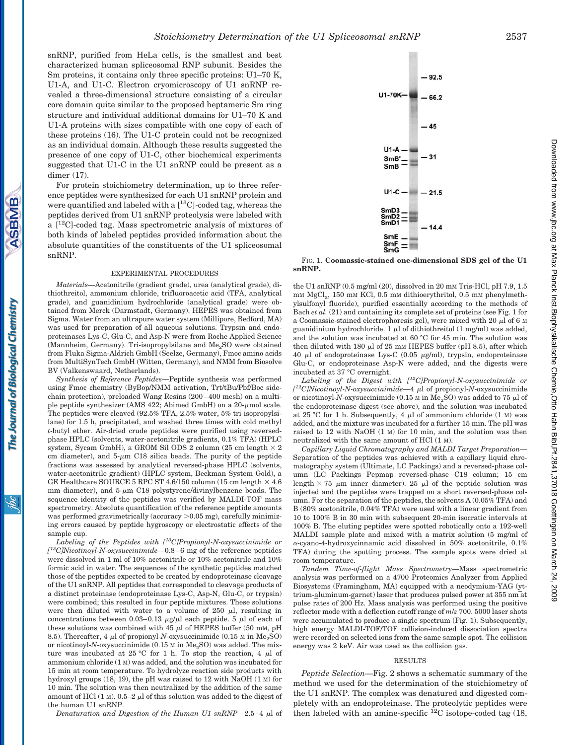snRNP, purified from HeLa cells, is the smallest and best characterized human spliceosomal RNP subunit. Besides the Sm proteins, it contains only three specific proteins: U1–70 K, U1-A, and U1-C. Electron cryomicroscopy of U1 snRNP revealed a three-dimensional structure consisting of a circular core domain quite similar to the proposed heptameric Sm ring structure and individual additional domains for U1–70 K and U1-A proteins with sizes compatible with one copy of each of these proteins (16). The U1-C protein could not be recognized as an individual domain. Although these results suggested the presence of one copy of U1-C, other biochemical experiments suggested that U1-C in the U1 snRNP could be present as a dimer (17).

For protein stoichiometry determination, up to three reference peptides were synthesized for each U1 snRNP protein and were quantified and labeled with a [$^{13}$C]-coded tag, whereas the peptides derived from U1 snRNP proteolysis were labeled with a [$^{12}$C]-coded tag. Mass spectrometric analysis of mixtures of both kinds of labeled peptides provided information about the absolute quantities of the constituents of the U1 spliceosomal snRNP.

## EXPERIMENTAL PROCEDURES

*Materials*—Acetonitrile (gradient grade), urea (analytical grade), dithiothreitol, ammonium chloride, trifluoroacetic acid (TFA, analytical grade), and guanidinium hydrochloride (analytical grade) were obtained from Merck (Darmstadt, Germany). HEPES was obtained from Sigma. Water from an ultrapure water system (Millipore, Bedford, MA) was used for preparation of all aqueous solutions. Trypsin and endoproteinases Lys-C, Glu-C, and Asp-N were from Roche Applied Science (Mannheim, Germany). Tri-isopropylsilane and $Me_2SO$ were obtained from Fluka Sigma-Aldrich GmbH (Seelze, Germany), Fmoc amino acids from MultiSynTech GmbH (Witten, Germany), and NMM from Biosolve BV (Valkenswaard, Netherlands).

*Synthesis of Reference Peptides*—Peptide synthesis was performed using Fmoc chemistry (ByBop/NMM activation, Trt/tBu/Pbf/Boc side-chain protection), preloaded Wang Resins (200–400 mesh) on a multiple peptide synthesizer (AMS 422; Abimed GmbH) on a 20-μmol scale. The peptides were cleaved (92.5% TFA, 2.5% water, 5% tri-isopropylsilane) for 1.5 h, precipitated, and washed three times with cold methyl *t*-butyl ether. Air-dried crude peptides were purified using reversed-phase HPLC (solvents, water-acetonitrile gradients, 0.1% TFA) (HPLC system, Sycam GmbH), a GROM Sil ODS 2 column (25 cm length × 2 cm diameter), and 5-μm C18 silica beads. The purity of the peptide fractions was assessed by analytical reversed-phase HPLC (solvents, water-acetonitrile gradient) (HPLC system, Beckman System Gold), a GE Healthcare SOURCE 5 RPC ST 4.6/150 column (15 cm length × 4.6 mm diameter), and 5-μm C18 polystyrene/divinylbenzene beads. The sequence identity of the peptides was verified by MALDI-TOF mass spectrometry. Absolute quantification of the reference peptide amounts was performed gravimetrically (accuracy >0.05 mg), carefully minimizing errors caused by peptide hygroscopy or electrostatic effects of the sample cup.

*Labeling of the Peptides with [$^{13}$C]Propionyl-N-oxysuccinimide or [$^{13}$C]Nicotinoyl-N-oxysuccinimide*—0.8–6 mg of the reference peptides were dissolved in 1 ml of 10% acetonitrile or 10% acetonitrile and 10% formic acid in water. The sequences of the synthetic peptides matched those of the peptides expected to be created by endoproteinase cleavage of the U1 snRNP. All peptides that corresponded to cleavage products of a distinct proteinase (endoproteinase Lys-C, Asp-N, Glu-C, or trypsin) were combined; this resulted in four peptide mixtures. These solutions were then diluted with water to a volume of 250 μl, resulting in concentrations between 0.03–0.13 μg/μl each peptide. 5 μl of each of these solutions was combined with 45 μl of HEPES buffer (50 mM, pH 8.5). Thereafter, 4 μl of propionyl-*N*-oxysuccinimide (0.15 M in $Me_2SO$) or nicotinoyl-*N*-oxysuccinimide (0.15 M in $Me_2SO$) was added. The mixture was incubated at 25 °C for 1 h. To stop the reaction, 4 μl of ammonium chloride (1 M) was added, and the solution was incubated for 15 min at room temperature. To hydrolyze reaction side products with hydroxyl groups (18, 19), the pH was raised to 12 with NaOH (1 M) for 10 min. The solution was then neutralized by the addition of the same amount of HCl (1 M). 0.5–2 μl of this solution was added to the digest of the human U1 snRNP.

*Denaturation and Digestion of the Human U1 snRNP*—2.5–4 μl of the U1 snRNP (0.5 mg/ml (20), dissolved in 20 mM Tris-HCl, pH 7.9, 1.5 mM $MgCl_2$, 150 mM KCl, 0.5 mM dithioerythritol, 0.5 mM phenylmethylsulfonyl fluoride), purified essentially according to the methods of Bach *et al.* (21) and containing its complete set of proteins (see Fig. 1 for a Coomassie-stained electrophoresis gel), were mixed with 20 μl of 6 M guanidinium hydrochloride. 1 μl of dithiothreitol (1 mg/ml) was added, and the solution was incubated at 60 °C for 45 min. The solution was then diluted with 180 μl of 25 mM HEPES buffer (pH 8.5), after which 40 μl of endoproteinase Lys-C (0.05 μg/ml), trypsin, endoproteinase Glu-C, or endoproteinase Asp-N were added, and the digests were incubated at 37 °C overnight.

U1-70K
U1-A
SmB'
SmB
U1-C
SmD3
SmD2
SmD1
SmE
SmF
SmG
92.5
66.2
45
31
21.5
14.4

FIG. 1. **Coomassie-stained one-dimensional SDS gel of the U1 snRNP.**

*Labeling of the Digest with [$^{12}$C]Propionyl-N-oxysuccinimide or [$^{12}$C]Nicotinoyl-N-oxysuccinimide*—4 μl of propionyl-*N*-oxysuccinimide or nicotinoyl-*N*-oxysuccinimide (0.15 M in $Me_2SO$) was added to 75 μl of the endoproteinase digest (see above), and the solution was incubated at 25 °C for 1 h. Subsequently, 4 μl of ammonium chloride (1 M) was added, and the mixture was incubated for a further 15 min. The pH was raised to 12 with NaOH (1 M) for 10 min, and the solution was then neutralized with the same amount of HCl (1 M).

*Capillary Liquid Chromatography and MALDI Target Preparation*—Separation of the peptides was achieved with a capillary liquid chromatography system (Ultimate, LC Packings) and a reversed-phase column (LC Packings Pepmap reversed-phase C18 column; 15 cm length × 75 μm inner diameter). 25 μl of the peptide solution was injected and the peptides were trapped on a short reversed-phase column. For the separation of the peptides, the solvents A (0.05% TFA) and B (80% acetonitrile, 0.04% TFA) were used with a linear gradient from 10 to 100% B in 30 min with subsequent 20-min isocratic intervals at 100% B. The eluting peptides were spotted robotically onto a 192-well MALDI sample plate and mixed with a matrix solution (5 mg/ml of α-cyano-4-hydroxycinnamic acid dissolved in 50% acetonitrile, 0.1% TFA) during the spotting process. The sample spots were dried at room temperature.

*Tandem Time-of-flight Mass Spectrometry*—Mass spectrometric analysis was performed on a 4700 Proteomics Analyzer from Applied Biosystems (Framingham, MA) equipped with a neodymium-YAG (yttrium-aluminum-garnet) laser that produces pulsed power at 355 nm at pulse rates of 200 Hz. Mass analysis was performed using the positive reflector mode with a deflection cutoff range of *m/z* 700. 5000 laser shots were accumulated to produce a single spectrum (Fig. 1). Subsequently, high energy MALDI-TOF/TOF collision-induced dissociation spectra were recorded on selected ions from the same sample spot. The collision energy was 2 keV. Air was used as the collision gas.

## RESULTS

*Peptide Selection*—Fig. 2 shows a schematic summary of the method we used for the determination of the stoichiometry of the U1 snRNP. The complex was denatured and digested completely with an endoproteinase. The proteolytic peptides were then labeled with an amine-specific $^{12}$C isotope-coded tag (18,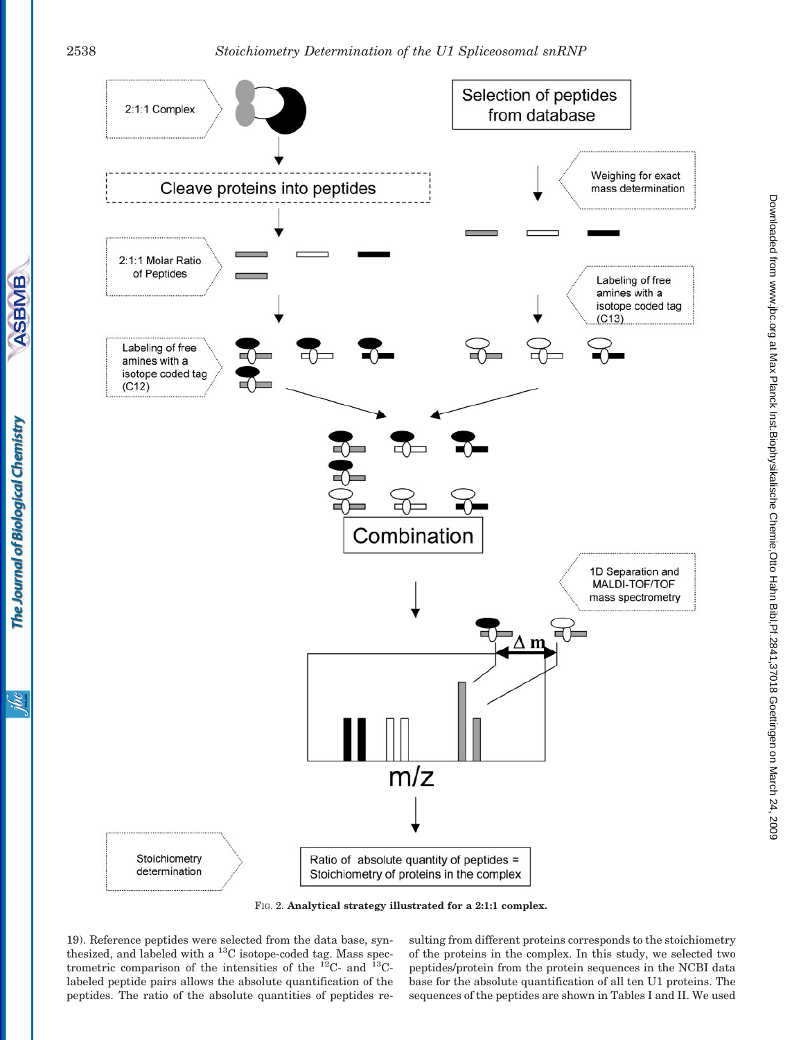2:1:1 Complex

Selection of peptides from database

Cleave proteins into peptides

Weighing for exact mass determination

2:1:1 Molar Ratio of Peptides

Labeling of free amines with a isotope coded tag (C13)

Labeling of free amines with a isotope coded tag (C12)

Combination

1D Separation and MALDI-TOF/TOF mass spectrometry

Δ m

m/z

Stoichiometry determination

Ratio of absolute quantity of peptides = Stoichiometry of proteins in the complex

FIG. 2. **Analytical strategy illustrated for a 2:1:1 complex.**

19). Reference peptides were selected from the data base, synthesized, and labeled with a $^{13}C$ isotope-coded tag. Mass spectrometric comparison of the intensities of the $^{12}C$- and $^{13}C$-labeled peptide pairs allows the absolute quantification of the peptides. The ratio of the absolute quantities of peptides resulting from different proteins corresponds to the stoichiometry of the proteins in the complex. In this study, we selected two peptides/protein from the protein sequences in the NCBI data base for the absolute quantification of all ten U1 proteins. The sequences of the peptides are shown in Tables I and II. We used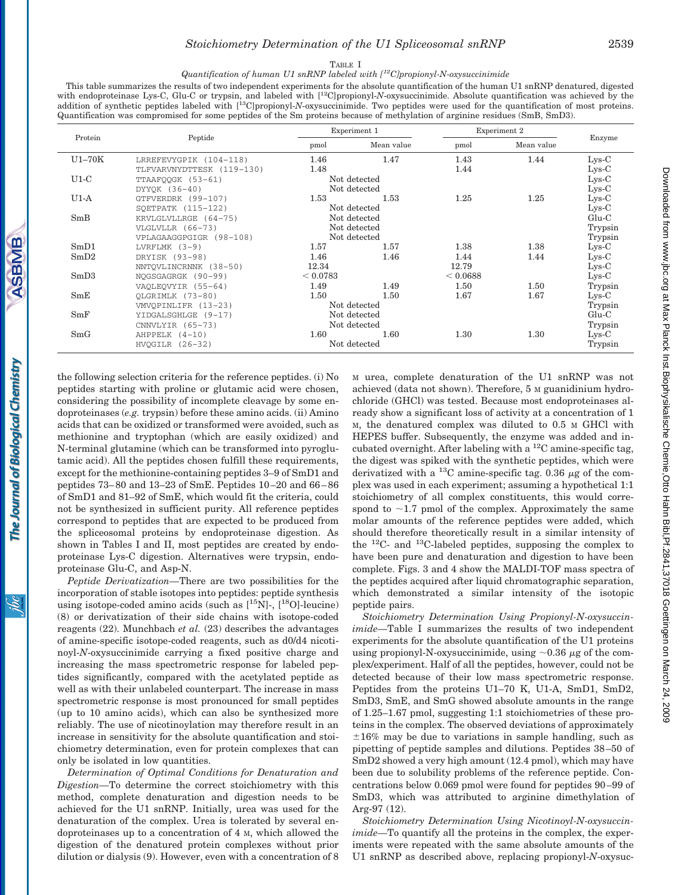TABLE I

*Quantification of human U1 snRNP labeled with [$^{12}$C]propionyl-N-oxysuccinimide*

This table summarizes the results of two independent experiments for the absolute quantification of the human U1 snRNP denatured, digested with endoproteinase Lys-C, Glu-C or trypsin, and labeled with [$^{12}$C]propionyl-N-oxysuccinimide. Absolute quantification was achieved by the addition of synthetic peptides labeled with [$^{13}$C]propionyl-N-oxysuccinimide. Two peptides were used for the quantification of most proteins. Quantification was compromised for some peptides of the Sm proteins because of methylation of arginine residues (SmB, SmD3).

| Protein | Peptide | Experiment 1 | | Experiment 2 | | Enzyme |
|---|---|---|---|---|---|---|
| | | pmol | Mean value | pmol | Mean value | |
| U1–70K | LRREFEVYGPIK (104–118) | 1.46 | 1.47 | 1.43 | 1.44 | Lys-C |
| | TLFVARVNYDTTESK (119–130) | 1.48 | | 1.44 | | Lys-C |
| U1-C | TTAAFQQGK (53–61) | Not detected | | | | Lys-C |
| | DYYQK (36–40) | Not detected | | | | Lys-C |
| U1-A | GTFVERDRK (99–107) | 1.53 | 1.53 | 1.25 | 1.25 | Lys-C |
| | SQETPATK (115–122) | Not detected | | | | Lys-C |
| SmB | KRVLGLVLLRGE (64–75) | Not detected | | | | Glu-C |
| | VLGLVLLR (66–73) | Not detected | | | | Trypsin |
| | VPLAGAAGGPGIGR (98–108) | Not detected | | | | Trypsin |
| SmD1 | LVRFLMK (3–9) | 1.57 | 1.57 | 1.38 | 1.38 | Lys-C |
| SmD2 | DRYISK (93–98) | 1.46 | 1.46 | 1.44 | 1.44 | Lys-C |
| | NNTQVLINCRNNK (38–50) | 12.34 | | 12.79 | | Lys-C |
| SmD3 | NQGSGAGRGK (90–99) | < 0.0783 | | < 0.0688 | | Lys-C |
| | VAQLEQVYIR (55–64) | 1.49 | 1.49 | 1.50 | 1.50 | Trypsin |
| SmE | QLGRIMLK (73–80) | 1.50 | 1.50 | 1.67 | 1.67 | Lys-C |
| | VMVQPINLIFR (13–23) | Not detected | | | | Trypsin |
| SmF | YIDGALSGHLGE (9–17) | Not detected | | | | Glu-C |
| | CNNVLYIR (65–73) | Not detected | | | | Trypsin |
| SmG | AHPPELK (4–10) | 1.60 | 1.60 | 1.30 | 1.30 | Lys-C |
| | HVQGILR (26–32) | Not detected | | | | Trypsin |

the following selection criteria for the reference peptides. (i) No peptides starting with proline or glutamic acid were chosen, considering the possibility of incomplete cleavage by some endoproteinases (*e.g.* trypsin) before these amino acids. (ii) Amino acids that can be oxidized or transformed were avoided, such as methionine and tryptophan (which are easily oxidized) and N-terminal glutamine (which can be transformed into pyroglutamic acid). All the peptides chosen fulfill these requirements, except for the methionine-containing peptides 3–9 of SmD1 and peptides 73–80 and 13–23 of SmE. Peptides 10–20 and 66–86 of SmD1 and 81–92 of SmE, which would fit the criteria, could not be synthesized in sufficient purity. All reference peptides correspond to peptides that are expected to be produced from the spliceosomal proteins by endoproteinase digestion. As shown in Tables I and II, most peptides are created by endoproteinase Lys-C digestion. Alternatives were trypsin, endoproteinase Glu-C, and Asp-N.

*Peptide Derivatization*—There are two possibilities for the incorporation of stable isotopes into peptides: peptide synthesis using isotope-coded amino acids (such as [$^{15}$N]-, [$^{18}$O]-leucine) (8) or derivatization of their side chains with isotope-coded reagents (22). Munchbach *et al.* (23) describes the advantages of amine-specific isotope-coded reagents, such as d0/d4 nicotinoyl-N-oxysuccinimide carrying a fixed positive charge and increasing the mass spectrometric response for labeled peptides significantly, compared with the acetylated peptide as well as with their unlabeled counterpart. The increase in mass spectrometric response is most pronounced for small peptides (up to 10 amino acids), which can also be synthesized more reliably. The use of nicotinoylation may therefore result in an increase in sensitivity for the absolute quantification and stoichiometry determination, even for protein complexes that can only be isolated in low quantities.

*Determination of Optimal Conditions for Denaturation and Digestion*—To determine the correct stoichiometry with this method, complete denaturation and digestion needs to be achieved for the U1 snRNP. Initially, urea was used for the denaturation of the complex. Urea is tolerated by several endoproteinases up to a concentration of 4 M, which allowed the digestion of the denatured protein complexes without prior dilution or dialysis (9). However, even with a concentration of 8 M urea, complete denaturation of the U1 snRNP was not achieved (data not shown). Therefore, 5 M guanidinium hydrochloride (GHCl) was tested. Because most endoproteinases already show a significant loss of activity at a concentration of 1 M, the denatured complex was diluted to 0.5 M GHCl with HEPES buffer. Subsequently, the enzyme was added and incubated overnight. After labeling with a $^{12}$C amine-specific tag, the digest was spiked with the synthetic peptides, which were derivatized with a $^{13}$C amine-specific tag. 0.36 $\mu$g of the complex was used in each experiment; assuming a hypothetical 1:1 stoichiometry of all complex constituents, this would correspond to ~1.7 pmol of the complex. Approximately the same molar amounts of the reference peptides were added, which should therefore theoretically result in a similar intensity of the $^{12}$C- and $^{13}$C-labeled peptides, supposing the complex to have been pure and denaturation and digestion to have been complete. Figs. 3 and 4 show the MALDI-TOF mass spectra of the peptides acquired after liquid chromatographic separation, which demonstrated a similar intensity of the isotopic peptide pairs.

*Stoichiometry Determination Using Propionyl-N-oxysuccinimide*—Table I summarizes the results of two independent experiments for the absolute quantification of the U1 proteins using propionyl-N-oxysuccinimide, using ~0.36 $\mu$g of the complex/experiment. Half of all the peptides, however, could not be detected because of their low mass spectrometric response. Peptides from the proteins U1–70 K, U1-A, SmD1, SmD2, SmD3, SmE, and SmG showed absolute amounts in the range of 1.25–1.67 pmol, suggesting 1:1 stoichiometries of these proteins in the complex. The observed deviations of approximately ±16% may be due to variations in sample handling, such as pipetting of peptide samples and dilutions. Peptides 38–50 of SmD2 showed a very high amount (12.4 pmol), which may have been due to solubility problems of the reference peptide. Concentrations below 0.069 pmol were found for peptides 90–99 of SmD3, which was attributed to arginine dimethylation of Arg-97 (12).

*Stoichiometry Determination Using Nicotinoyl-N-oxysuccinimide*—To quantify all the proteins in the complex, the experiments were repeated with the same absolute amounts of the U1 snRNP as described above, replacing propionyl-N-oxysuc-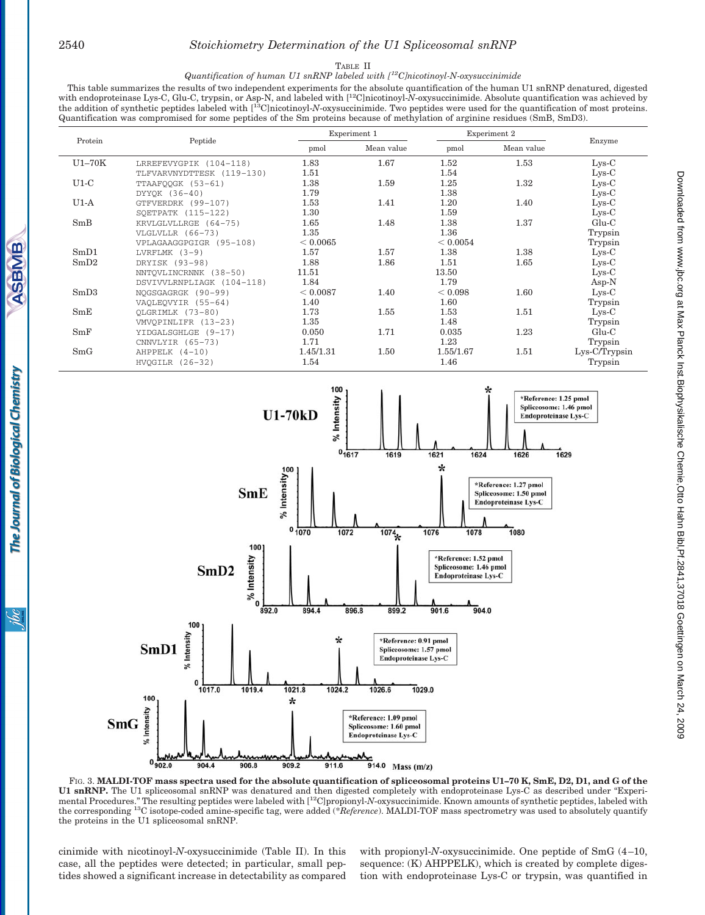TABLE II

*Quantification of human U1 snRNP labeled with [$^{12}$C]nicotinoyl-N-oxysuccinimide*

This table summarizes the results of two independent experiments for the absolute quantification of the human U1 snRNP denatured, digested with endoproteinase Lys-C, Glu-C, trypsin, or Asp-N, and labeled with [$^{12}$C]nicotinoyl-*N*-oxysuccinimide. Absolute quantification was achieved by the addition of synthetic peptides labeled with [$^{13}$C]nicotinoyl-*N*-oxysuccinimide. Two peptides were used for the quantification of most proteins. Quantification was compromised for some peptides of the Sm proteins because of methylation of arginine residues (SmB, SmD3).

| Protein | Peptide | Experiment 1 | | Experiment 2 | | Enzyme |
|---|---|---|---|---|---|---|
| | | pmol | Mean value | pmol | Mean value | |
| U1–70K | LRREFEVYGPIK (104–118) | 1.83 | 1.67 | 1.52 | 1.53 | Lys-C |
| | TLFVARVNYDTTESK (119–130) | 1.51 | | 1.54 | | Lys-C |
| U1-C | TTAAFQQGK (53–61) | 1.38 | 1.59 | 1.25 | 1.32 | Lys-C |
| | DYYQK (36–40) | 1.79 | | 1.38 | | Lys-C |
| U1-A | GTFVERDRK (99–107) | 1.53 | 1.41 | 1.20 | 1.40 | Lys-C |
| | SQETPATK (115–122) | 1.30 | | 1.59 | | Lys-C |
| SmB | KRVLGLVLLRGE (64–75) | 1.65 | 1.48 | 1.38 | 1.37 | Glu-C |
| | VLGLVLLR (66–73) | 1.35 | | 1.36 | | Trypsin |
| | VPLAGAAGGPGIGR (95–108) | < 0.0065 | | < 0.0054 | | Trypsin |
| SmD1 | LVRFLMK (3–9) | 1.57 | 1.57 | 1.38 | 1.38 | Lys-C |
| SmD2 | DRYISK (93–98) | 1.88 | 1.86 | 1.51 | 1.65 | Lys-C |
| | NNTQVLINCRNNK (38–50) | 11.51 | | 13.50 | | Lys-C |
| | DSVIVVLRNPLIAGK (104–118) | 1.84 | | 1.79 | | Asp-N |
| SmD3 | NQGSGAGRGK (90–99) | < 0.0087 | 1.40 | < 0.098 | 1.60 | Lys-C |
| | VAQLEQVYIR (55–64) | 1.40 | | 1.60 | | Trypsin |
| SmE | QLGRIMLK (73–80) | 1.73 | 1.55 | 1.53 | 1.51 | Lys-C |
| | VMVQPINLIFR (13–23) | 1.35 | | 1.48 | | Trypsin |
| SmF | YIDGALSGHLGE (9–17) | 0.050 | 1.71 | 0.035 | 1.23 | Glu-C |
| | CNNVLYIR (65–73) | 1.71 | | 1.23 | | Trypsin |
| SmG | AHPPELK (4–10) | 1.45/1.31 | 1.50 | 1.55/1.67 | 1.51 | Lys-C/Trypsin |
| | HVQGILR (26–32) | 1.54 | | 1.46 | | Trypsin |

U1-70kD
*Reference: 1.25 pmol
Spliceosome: 1.46 pmol
Endoproteinase Lys-C

SmE
*Reference: 1.27 pmol
Spliceosome: 1.50 pmol
Endoproteinase Lys-C

SmD2
*Reference: 1.52 pmol
Spliceosome: 1.46 pmol
Endoproteinase Lys-C

SmD1
*Reference: 0.91 pmol
Spliceosome: 1.57 pmol
Endoproteinase Lys-C

SmG
*Reference: 1.09 pmol
Spliceosome: 1.60 pmol
Endoproteinase Lys-C

% Intensity
Mass (m/z)

FIG. 3. **MALDI-TOF mass spectra used for the absolute quantification of spliceosomal proteins U1–70 K, SmE, D2, D1, and G of the U1 snRNP.** The U1 spliceosomal snRNP was denatured and then digested completely with endoproteinase Lys-C as described under "Experimental Procedures." The resulting peptides were labeled with [$^{12}$C]propionyl-*N*-oxysuccinimide. Known amounts of synthetic peptides, labeled with the corresponding $^{13}$C isotope-coded amine-specific tag, were added (**Reference*). MALDI-TOF mass spectrometry was used to absolutely quantify the proteins in the U1 spliceosomal snRNP.

cinimide with nicotinoyl-*N*-oxysuccinimide (Table II). In this case, all the peptides were detected; in particular, small peptides showed a significant increase in detectability as compared with propionyl-*N*-oxysuccinimide. One peptide of SmG (4–10, sequence: (K) AHPPELK), which is created by complete digestion with endoproteinase Lys-C or trypsin, was quantified in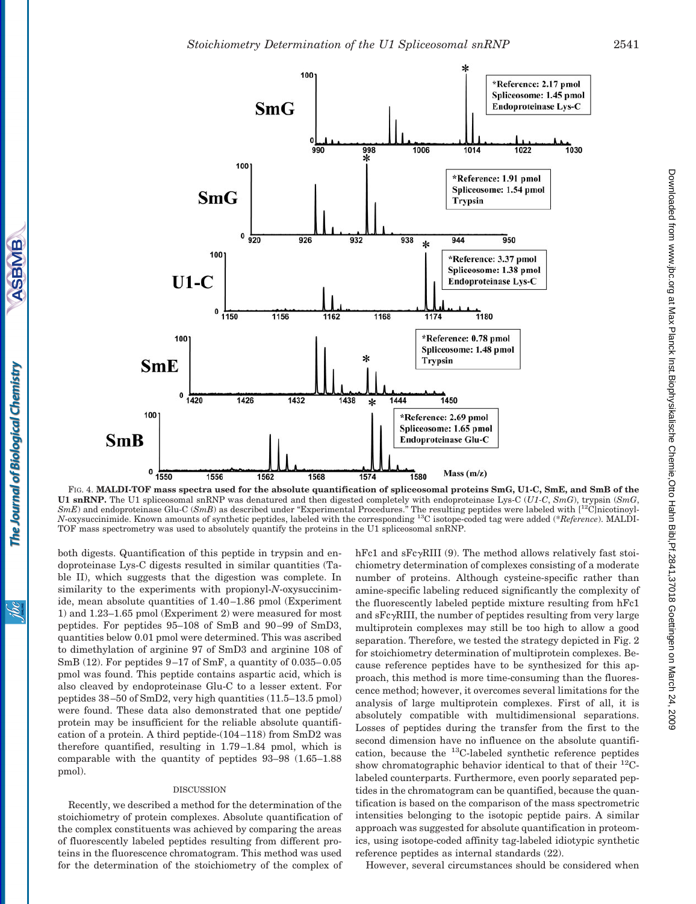SmG

*Reference: 2.17 pmol
Spliceosome: 1.45 pmol
Endoproteinase Lys-C

100
0
990 998 1006 1014 1022 1030

SmG

*Reference: 1.91 pmol
Spliceosome: 1.54 pmol
Trypsin

100
0
920 926 932 938 944 950

U1-C

*Reference: 3.37 pmol
Spliceosome: 1.38 pmol
Endoproteinase Lys-C

100
0
1150 1156 1162 1168 1174 1180

SmE

*Reference: 0.78 pmol
Spliceosome: 1.48 pmol
Trypsin

100
0
1420 1426 1432 1438 1444 1450

SmB

*Reference: 2.69 pmol
Spliceosome: 1.65 pmol
Endoproteinase Glu-C

100
0
1550 1556 1562 1568 1574 1580
Mass (m/z)

FIG. 4. **MALDI-TOF mass spectra used for the absolute quantification of spliceosomal proteins SmG, U1-C, SmE, and SmB of the U1 snRNP.** The U1 spliceosomal snRNP was denatured and then digested completely with endoproteinase Lys-C (*U1-C*, *SmG*), trypsin (*SmG*, *SmE*) and endoproteinase Glu-C (*SmB*) as described under "Experimental Procedures." The resulting peptides were labeled with [$^{12}$C]nicotinoyl-*N*-oxysuccinimide. Known amounts of synthetic peptides, labeled with the corresponding $^{13}$C isotope-coded tag were added (*\*Reference*). MALDI-TOF mass spectrometry was used to absolutely quantify the proteins in the U1 spliceosomal snRNP.

both digests. Quantification of this peptide in trypsin and endoproteinase Lys-C digests resulted in similar quantities (Table II), which suggests that the digestion was complete. In similarity to the experiments with propionyl-*N*-oxysuccinimide, mean absolute quantities of 1.40–1.86 pmol (Experiment 1) and 1.23–1.65 pmol (Experiment 2) were measured for most peptides. For peptides 95–108 of SmB and 90–99 of SmD3, quantities below 0.01 pmol were determined. This was ascribed to dimethylation of arginine 97 of SmD3 and arginine 108 of SmB (12). For peptides 9–17 of SmF, a quantity of 0.035–0.05 pmol was found. This peptide contains aspartic acid, which is also cleaved by endoproteinase Glu-C to a lesser extent. For peptides 38–50 of SmD2, very high quantities (11.5–13.5 pmol) were found. These data also demonstrated that one peptide/protein may be insufficient for the reliable absolute quantification of a protein. A third peptide-(104–118) from SmD2 was therefore quantified, resulting in 1.79–1.84 pmol, which is comparable with the quantity of peptides 93–98 (1.65–1.88 pmol).

## DISCUSSION

Recently, we described a method for the determination of the stoichiometry of protein complexes. Absolute quantification of the complex constituents was achieved by comparing the areas of fluorescently labeled peptides resulting from different proteins in the fluorescence chromatogram. This method was used for the determination of the stoichiometry of the complex of hFc1 and sFcγRIII (9). The method allows relatively fast stoichiometry determination of complexes consisting of a moderate number of proteins. Although cysteine-specific rather than amine-specific labeling reduced significantly the complexity of the fluorescently labeled peptide mixture resulting from hFc1 and sFcγRIII, the number of peptides resulting from very large multiprotein complexes may still be too high to allow a good separation. Therefore, we tested the strategy depicted in Fig. 2 for stoichiometry determination of multiprotein complexes. Because reference peptides have to be synthesized for this approach, this method is more time-consuming than the fluorescence method; however, it overcomes several limitations for the analysis of large multiprotein complexes. First of all, it is absolutely compatible with multidimensional separations. Losses of peptides during the transfer from the first to the second dimension have no influence on the absolute quantification, because the $^{13}$C-labeled synthetic reference peptides show chromatographic behavior identical to that of their $^{12}$C-labeled counterparts. Furthermore, even poorly separated peptides in the chromatogram can be quantified, because the quantification is based on the comparison of the mass spectrometric intensities belonging to the isotopic peptide pairs. A similar approach was suggested for absolute quantification in proteomics, using isotope-coded affinity tag-labeled idiotypic synthetic reference peptides as internal standards (22).

However, several circumstances should be considered when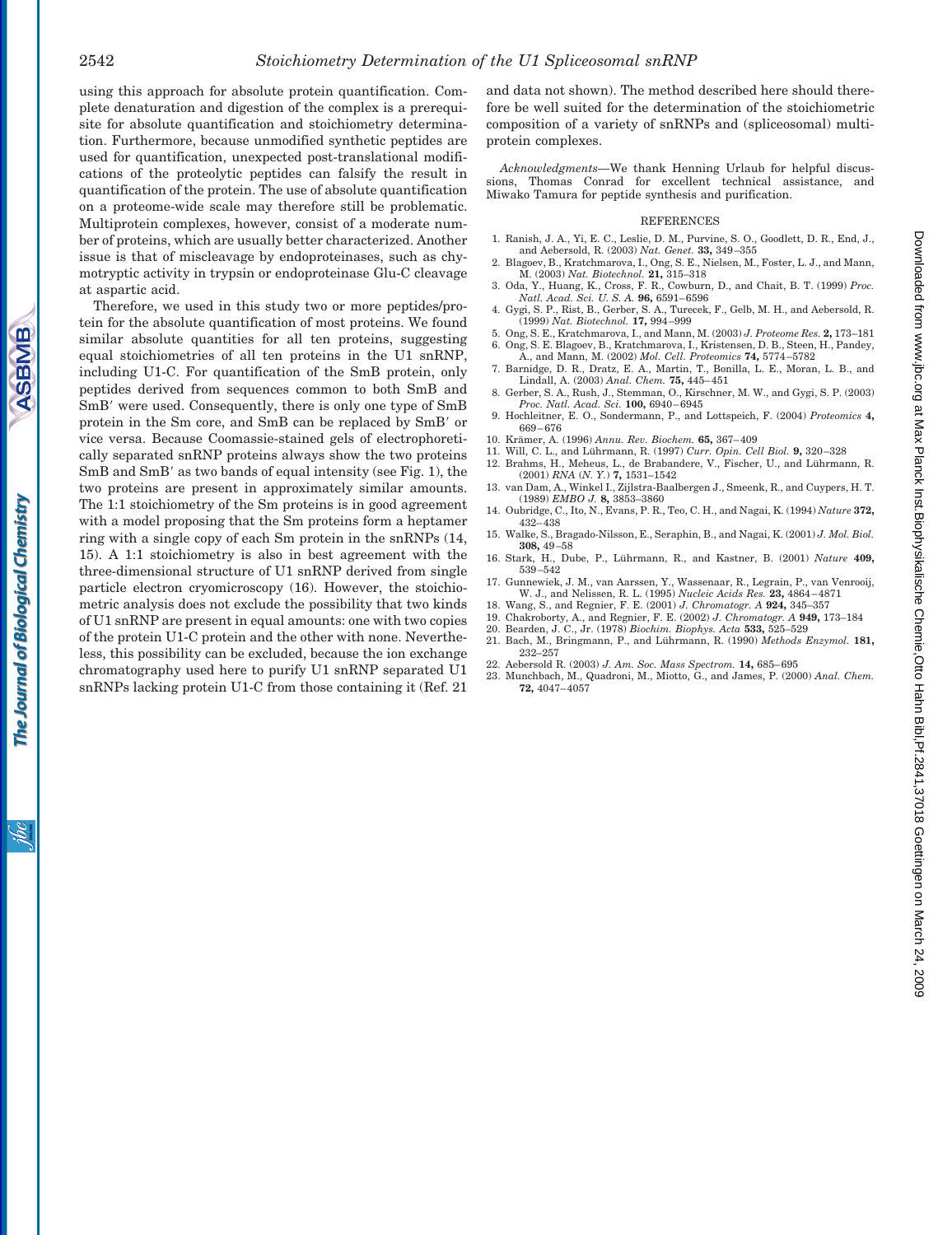using this approach for absolute protein quantification. Complete denaturation and digestion of the complex is a prerequisite for absolute quantification and stoichiometry determination. Furthermore, because unmodified synthetic peptides are used for quantification, unexpected post-translational modifications of the proteolytic peptides can falsify the result in quantification of the protein. The use of absolute quantification on a proteome-wide scale may therefore still be problematic. Multiprotein complexes, however, consist of a moderate number of proteins, which are usually better characterized. Another issue is that of miscleavage by endoproteinases, such as chymotryptic activity in trypsin or endoproteinase Glu-C cleavage at aspartic acid.

Therefore, we used in this study two or more peptides/protein for the absolute quantification of most proteins. We found similar absolute quantities for all ten proteins, suggesting equal stoichiometries of all ten proteins in the U1 snRNP, including U1-C. For quantification of the SmB protein, only peptides derived from sequences common to both SmB and SmB′ were used. Consequently, there is only one type of SmB protein in the Sm core, and SmB can be replaced by SmB′ or vice versa. Because Coomassie-stained gels of electrophoretically separated snRNP proteins always show the two proteins SmB and SmB′ as two bands of equal intensity (see Fig. 1), the two proteins are present in approximately similar amounts. The 1:1 stoichiometry of the Sm proteins is in good agreement with a model proposing that the Sm proteins form a heptamer ring with a single copy of each Sm protein in the snRNPs (14, 15). A 1:1 stoichiometry is also in best agreement with the three-dimensional structure of U1 snRNP derived from single particle electron cryomicroscopy (16). However, the stoichiometric analysis does not exclude the possibility that two kinds of U1 snRNP are present in equal amounts: one with two copies of the protein U1-C protein and the other with none. Nevertheless, this possibility can be excluded, because the ion exchange chromatography used here to purify U1 snRNP separated U1 snRNPs lacking protein U1-C from those containing it (Ref. 21 and data not shown). The method described here should therefore be well suited for the determination of the stoichiometric composition of a variety of snRNPs and (spliceosomal) multiprotein complexes.

*Acknowledgments*—We thank Henning Urlaub for helpful discussions, Thomas Conrad for excellent technical assistance, and Miwako Tamura for peptide synthesis and purification.

## REFERENCES

1. Ranish, J. A., Yi, E. C., Leslie, D. M., Purvine, S. O., Goodlett, D. R., End, J., and Aebersold, R. (2003) *Nat. Genet.* **33,** 349–355
2. Blagoev, B., Kratchmarova, I., Ong, S. E., Nielsen, M., Foster, L. J., and Mann, M. (2003) *Nat. Biotechnol.* **21,** 315–318
3. Oda, Y., Huang, K., Cross, F. R., Cowburn, D., and Chait, B. T. (1999) *Proc. Natl. Acad. Sci. U. S. A.* **96,** 6591–6596
4. Gygi, S. P., Rist, B., Gerber, S. A., Turecek, F., Gelb, M. H., and Aebersold, R. (1999) *Nat. Biotechnol.* **17,** 994–999
5. Ong, S. E., Kratchmarova, I., and Mann, M. (2003) *J. Proteome Res.* **2,** 173–181
6. Ong, S. E. Blagoev, B., Kratchmarova, I., Kristensen, D. B., Steen, H., Pandey, A., and Mann, M. (2002) *Mol. Cell. Proteomics* **74,** 5774–5782
7. Barnidge, D. R., Dratz, E. A., Martin, T., Bonilla, L. E., Moran, L. B., and Lindall, A. (2003) *Anal. Chem.* **75,** 445–451
8. Gerber, S. A., Rush, J., Stemman, O., Kirschner, M. W., and Gygi, S. P. (2003) *Proc. Natl. Acad. Sci.* **100,** 6940–6945
9. Hochleitner, E. O., Sondermann, P., and Lottspeich, F. (2004) *Proteomics* **4,** 669–676
10. Krämer, A. (1996) *Annu. Rev. Biochem.* **65,** 367–409
11. Will, C. L., and Lührmann, R. (1997) *Curr. Opin. Cell Biol.* **9,** 320–328
12. Brahms, H., Meheus, L., de Brabandere, V., Fischer, U., and Lührmann, R. (2001) *RNA (N. Y.)* **7,** 1531–1542
13. van Dam, A., Winkel I., Zijlstra-Baalbergen J., Smeenk, R., and Cuypers, H. T. (1989) *EMBO J.* **8,** 3853–3860
14. Oubridge, C., Ito, N., Evans, P. R., Teo, C. H., and Nagai, K. (1994) *Nature* **372,** 432–438
15. Walke, S., Bragado-Nilsson, E., Seraphin, B., and Nagai, K. (2001) *J. Mol. Biol.* **308,** 49–58
16. Stark, H., Dube, P., Lührmann, R., and Kastner, B. (2001) *Nature* **409,** 539–542
17. Gunnewiek, J. M., van Aarssen, Y., Wassenaar, R., Legrain, P., van Venrooij, W. J., and Nelissen, R. L. (1995) *Nucleic Acids Res.* **23,** 4864–4871
18. Wang, S., and Regnier, F. E. (2001) *J. Chromatogr. A* **924,** 345–357
19. Chakroborty, A., and Regnier, F. E. (2002) *J. Chromatogr. A* **949,** 173–184
20. Bearden, J. C., Jr. (1978) *Biochim. Biophys. Acta* **533,** 525–529
21. Bach, M., Bringmann, P., and Lührmann, R. (1990) *Methods Enzymol.* **181,** 232–257
22. Aebersold R. (2003) *J. Am. Soc. Mass Spectrom.* **14,** 685–695
23. Munchbach, M., Quadroni, M., Miotto, G., and James, P. (2000) *Anal. Chem.* **72,** 4047–4057